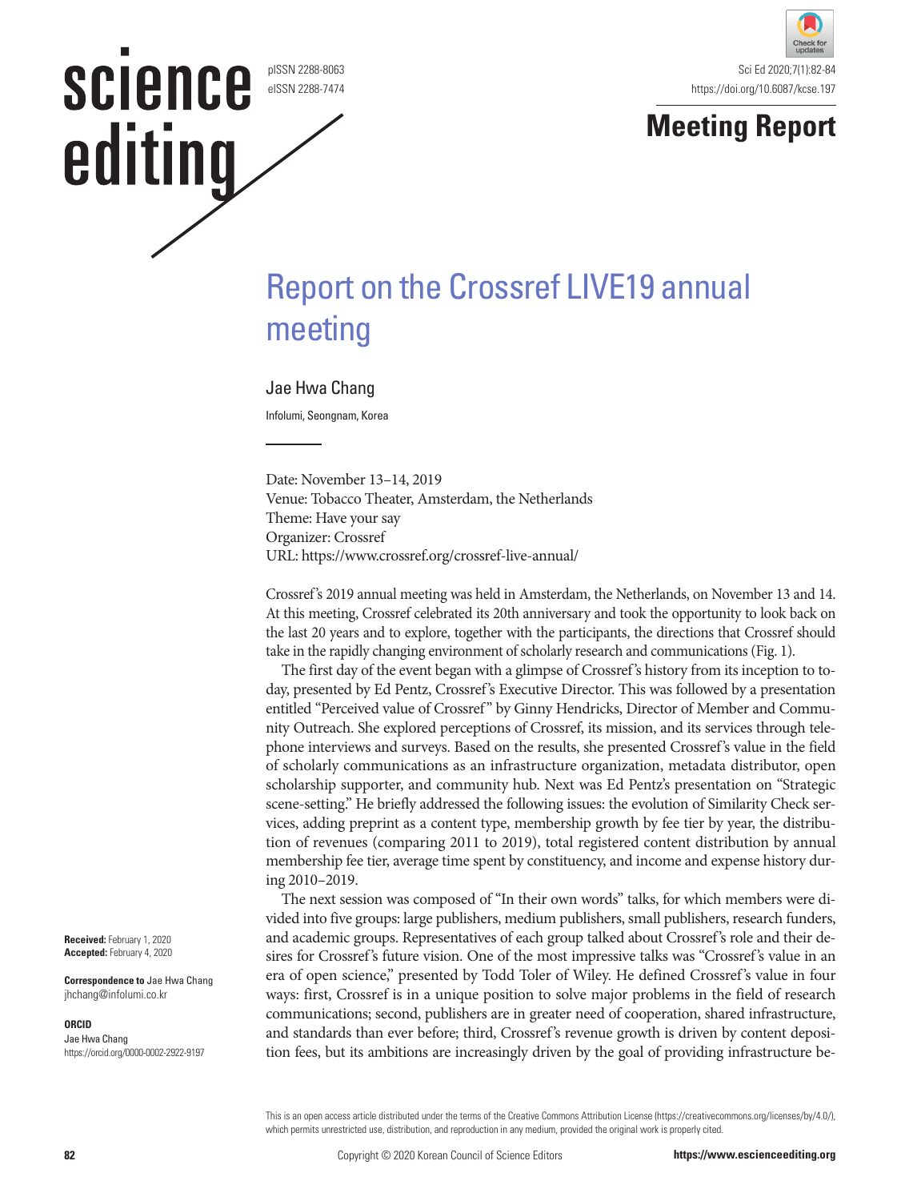Meeting Report

# Report on the Crossref LIVE19 annual meeting

Jae Hwa Chang

Infolumi, Seongnam, Korea

Date: November 13–14, 2019
Venue: Tobacco Theater, Amsterdam, the Netherlands
Theme: Have your say
Organizer: Crossref
URL: https://www.crossref.org/crossref-live-annual/

Crossref's 2019 annual meeting was held in Amsterdam, the Netherlands, on November 13 and 14. At this meeting, Crossref celebrated its 20th anniversary and took the opportunity to look back on the last 20 years and to explore, together with the participants, the directions that Crossref should take in the rapidly changing environment of scholarly research and communications (Fig. 1).

The first day of the event began with a glimpse of Crossref's history from its inception to today, presented by Ed Pentz, Crossref's Executive Director. This was followed by a presentation entitled "Perceived value of Crossref" by Ginny Hendricks, Director of Member and Community Outreach. She explored perceptions of Crossref, its mission, and its services through telephone interviews and surveys. Based on the results, she presented Crossref's value in the field of scholarly communications as an infrastructure organization, metadata distributor, open scholarship supporter, and community hub. Next was Ed Pentz's presentation on "Strategic scene-setting." He briefly addressed the following issues: the evolution of Similarity Check services, adding preprint as a content type, membership growth by fee tier by year, the distribution of revenues (comparing 2011 to 2019), total registered content distribution by annual membership fee tier, average time spent by constituency, and income and expense history during 2010–2019.

The next session was composed of "In their own words" talks, for which members were divided into five groups: large publishers, medium publishers, small publishers, research funders, and academic groups. Representatives of each group talked about Crossref's role and their desires for Crossref's future vision. One of the most impressive talks was "Crossref's value in an era of open science," presented by Todd Toler of Wiley. He defined Crossref's value in four ways: first, Crossref is in a unique position to solve major problems in the field of research communications; second, publishers are in greater need of cooperation, shared infrastructure, and standards than ever before; third, Crossref's revenue growth is driven by content deposition fees, but its ambitions are increasingly driven by the goal of providing infrastructure be-

**Received:** February 1, 2020
**Accepted:** February 4, 2020

**Correspondence to** Jae Hwa Chang
jhchang@infolumi.co.kr

**ORCID**
Jae Hwa Chang
https://orcid.org/0000-0002-2922-9197

This is an open access article distributed under the terms of the Creative Commons Attribution License (https://creativecommons.org/licenses/by/4.0/), which permits unrestricted use, distribution, and reproduction in any medium, provided the original work is properly cited.

Copyright © 2020 Korean Council of Science Editors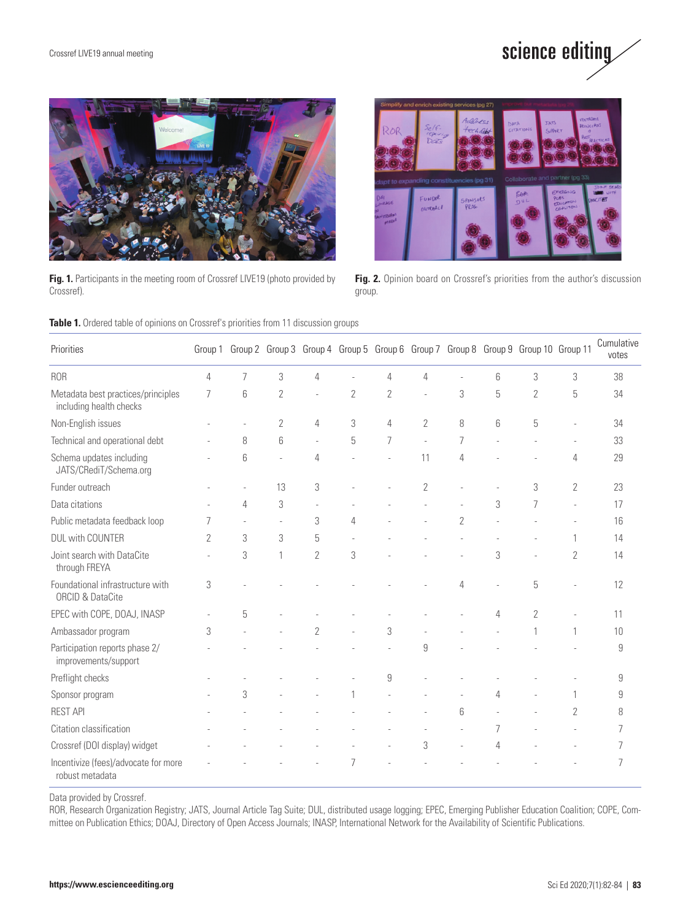Fig. 1. Participants in the meeting room of Crossref LIVE19 (photo provided by Crossref).

Fig. 2. Opinion board on Crossref's priorities from the author's discussion group.

**Table 1.** Ordered table of opinions on Crossref's priorities from 11 discussion groups

| Priorities | Group 1 | Group 2 | Group 3 | Group 4 | Group 5 | Group 6 | Group 7 | Group 8 | Group 9 | Group 10 | Group 11 | Cumulative votes |
|---|---|---|---|---|---|---|---|---|---|---|---|---|
| ROR | 4 | 7 | 3 | 4 | - | 4 | 4 | - | 6 | 3 | 3 | 38 |
| Metadata best practices/principles including health checks | 7 | 6 | 2 | - | 2 | 2 | - | 3 | 5 | 2 | 5 | 34 |
| Non-English issues | - | - | 2 | 4 | 3 | 4 | 2 | 8 | 6 | 5 | - | 34 |
| Technical and operational debt | - | 8 | 6 | - | 5 | 7 | - | 7 | - | - | - | 33 |
| Schema updates including JATS/CRediT/Schema.org | - | 6 | - | 4 | - | - | 11 | 4 | - | - | 4 | 29 |
| Funder outreach | - | - | 13 | 3 | - | - | 2 | - | - | 3 | 2 | 23 |
| Data citations | - | 4 | 3 | - | - | - | - | - | 3 | 7 | - | 17 |
| Public metadata feedback loop | 7 | - | - | 3 | 4 | - | - | 2 | - | - | - | 16 |
| DUL with COUNTER | 2 | 3 | 3 | 5 | - | - | - | - | - | - | 1 | 14 |
| Joint search with DataCite through FREYA | - | 3 | 1 | 2 | 3 | - | - | - | 3 | - | 2 | 14 |
| Foundational infrastructure with ORCID & DataCite | 3 | - | - | - | - | - | - | 4 | - | 5 | - | 12 |
| EPEC with COPE, DOAJ, INASP | - | 5 | - | - | - | - | - | - | 4 | 2 | - | 11 |
| Ambassador program | 3 | - | - | 2 | - | 3 | - | - | - | 1 | 1 | 10 |
| Participation reports phase 2/ improvements/support | - | - | - | - | - | - | 9 | - | - | - | - | 9 |
| Preflight checks | - | - | - | - | - | 9 | - | - | - | - | - | 9 |
| Sponsor program | - | 3 | - | - | 1 | - | - | - | 4 | - | 1 | 9 |
| REST API | - | - | - | - | - | - | - | 6 | - | - | 2 | 8 |
| Citation classification | - | - | - | - | - | - | - | - | 7 | - | - | 7 |
| Crossref (DOI display) widget | - | - | - | - | - | - | 3 | - | 4 | - | - | 7 |
| Incentivize (fees)/advocate for more robust metadata | - | - | - | - | 7 | - | - | - | - | - | - | 7 |

Data provided by Crossref.
ROR, Research Organization Registry; JATS, Journal Article Tag Suite; DUL, distributed usage logging; EPEC, Emerging Publisher Education Coalition; COPE, Committee on Publication Ethics; DOAJ, Directory of Open Access Journals; INASP, International Network for the Availability of Scientific Publications.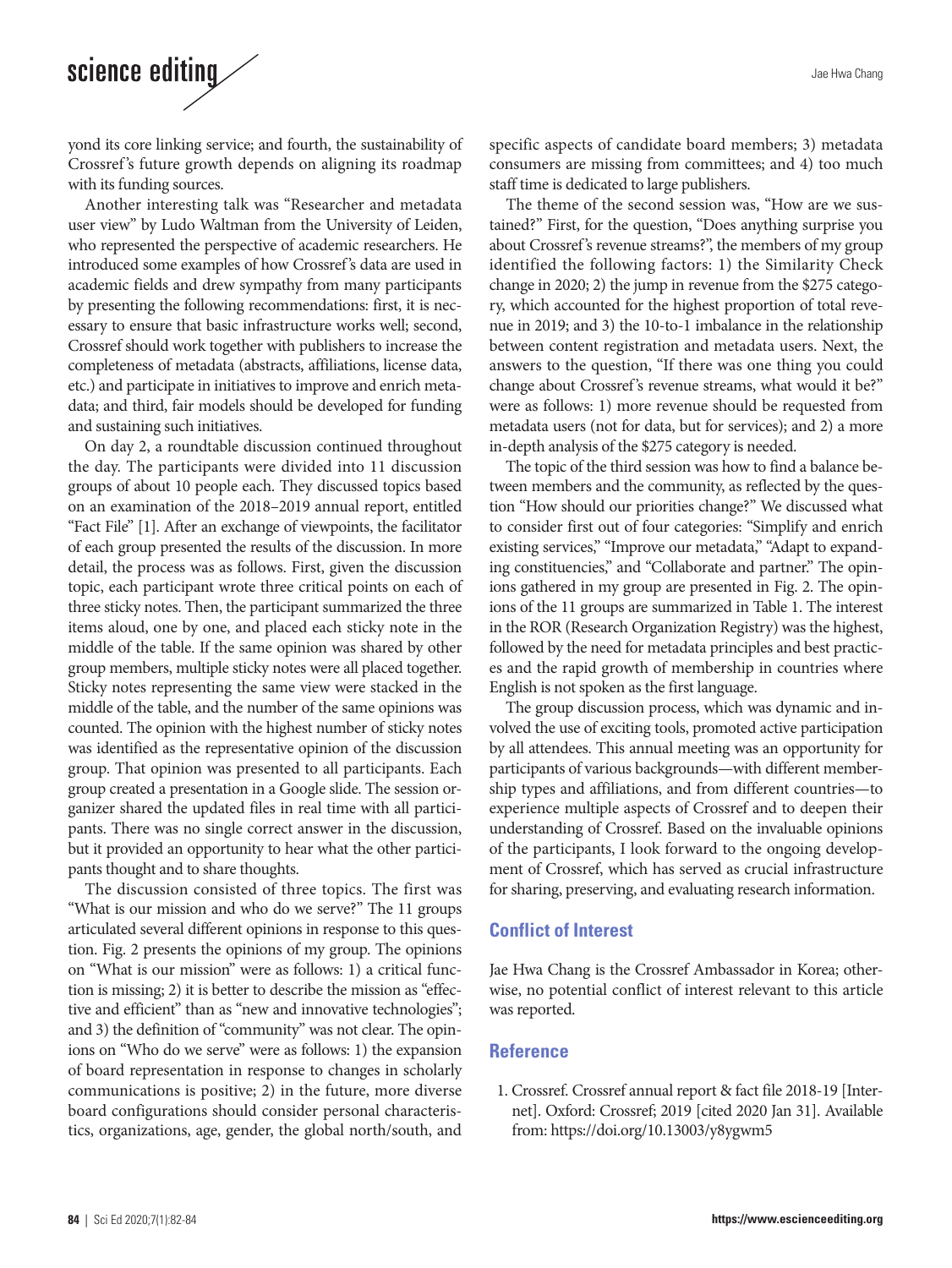yond its core linking service; and fourth, the sustainability of Crossref's future growth depends on aligning its roadmap with its funding sources.

Another interesting talk was "Researcher and metadata user view" by Ludo Waltman from the University of Leiden, who represented the perspective of academic researchers. He introduced some examples of how Crossref's data are used in academic fields and drew sympathy from many participants by presenting the following recommendations: first, it is necessary to ensure that basic infrastructure works well; second, Crossref should work together with publishers to increase the completeness of metadata (abstracts, affiliations, license data, etc.) and participate in initiatives to improve and enrich metadata; and third, fair models should be developed for funding and sustaining such initiatives.

On day 2, a roundtable discussion continued throughout the day. The participants were divided into 11 discussion groups of about 10 people each. They discussed topics based on an examination of the 2018–2019 annual report, entitled "Fact File" [1]. After an exchange of viewpoints, the facilitator of each group presented the results of the discussion. In more detail, the process was as follows. First, given the discussion topic, each participant wrote three critical points on each of three sticky notes. Then, the participant summarized the three items aloud, one by one, and placed each sticky note in the middle of the table. If the same opinion was shared by other group members, multiple sticky notes were all placed together. Sticky notes representing the same view were stacked in the middle of the table, and the number of the same opinions was counted. The opinion with the highest number of sticky notes was identified as the representative opinion of the discussion group. That opinion was presented to all participants. Each group created a presentation in a Google slide. The session organizer shared the updated files in real time with all participants. There was no single correct answer in the discussion, but it provided an opportunity to hear what the other participants thought and to share thoughts.

The discussion consisted of three topics. The first was "What is our mission and who do we serve?" The 11 groups articulated several different opinions in response to this question. Fig. 2 presents the opinions of my group. The opinions on "What is our mission" were as follows: 1) a critical function is missing; 2) it is better to describe the mission as "effective and efficient" than as "new and innovative technologies"; and 3) the definition of "community" was not clear. The opinions on "Who do we serve" were as follows: 1) the expansion of board representation in response to changes in scholarly communications is positive; 2) in the future, more diverse board configurations should consider personal characteristics, organizations, age, gender, the global north/south, and specific aspects of candidate board members; 3) metadata consumers are missing from committees; and 4) too much staff time is dedicated to large publishers.

The theme of the second session was, "How are we sustained?" First, for the question, "Does anything surprise you about Crossref's revenue streams?", the members of my group identified the following factors: 1) the Similarity Check change in 2020; 2) the jump in revenue from the $275 category, which accounted for the highest proportion of total revenue in 2019; and 3) the 10-to-1 imbalance in the relationship between content registration and metadata users. Next, the answers to the question, "If there was one thing you could change about Crossref's revenue streams, what would it be?" were as follows: 1) more revenue should be requested from metadata users (not for data, but for services); and 2) a more in-depth analysis of the $275 category is needed.

The topic of the third session was how to find a balance between members and the community, as reflected by the question "How should our priorities change?" We discussed what to consider first out of four categories: "Simplify and enrich existing services," "Improve our metadata," "Adapt to expanding constituencies," and "Collaborate and partner." The opinions gathered in my group are presented in Fig. 2. The opinions of the 11 groups are summarized in Table 1. The interest in the ROR (Research Organization Registry) was the highest, followed by the need for metadata principles and best practices and the rapid growth of membership in countries where English is not spoken as the first language.

The group discussion process, which was dynamic and involved the use of exciting tools, promoted active participation by all attendees. This annual meeting was an opportunity for participants of various backgrounds—with different membership types and affiliations, and from different countries—to experience multiple aspects of Crossref and to deepen their understanding of Crossref. Based on the invaluable opinions of the participants, I look forward to the ongoing development of Crossref, which has served as crucial infrastructure for sharing, preserving, and evaluating research information.

## Conflict of Interest

Jae Hwa Chang is the Crossref Ambassador in Korea; otherwise, no potential conflict of interest relevant to this article was reported.

## Reference

1. Crossref. Crossref annual report & fact file 2018-19 [Internet]. Oxford: Crossref; 2019 [cited 2020 Jan 31]. Available from: https://doi.org/10.13003/y8ygwm5